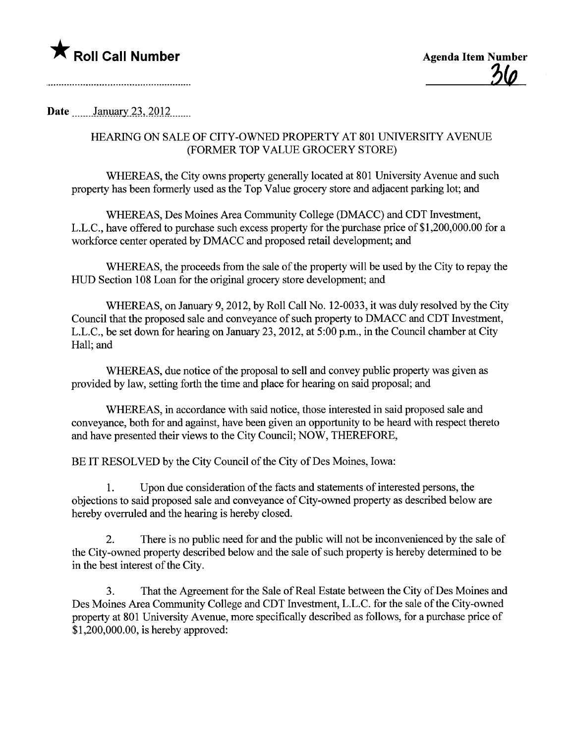★ **Roll Call Number**

**Agenda Item Number**
36

.......................................................

**Date** January 23, 2012

HEARING ON SALE OF CITY-OWNED PROPERTY AT 801 UNIVERSITY AVENUE (FORMER TOP VALUE GROCERY STORE)

WHEREAS, the City owns property generally located at 801 University Avenue and such property has been formerly used as the Top Value grocery store and adjacent parking lot; and

WHEREAS, Des Moines Area Community College (DMACC) and CDT Investment, L.L.C., have offered to purchase such excess property for the purchase price of $1,200,000.00 for a workforce center operated by DMACC and proposed retail development; and

WHEREAS, the proceeds from the sale of the property will be used by the City to repay the HUD Section 108 Loan for the original grocery store development; and

WHEREAS, on January 9, 2012, by Roll Call No. 12-0033, it was duly resolved by the City Council that the proposed sale and conveyance of such property to DMACC and CDT Investment, L.L.C., be set down for hearing on January 23, 2012, at 5:00 p.m., in the Council chamber at City Hall; and

WHEREAS, due notice of the proposal to sell and convey public property was given as provided by law, setting forth the time and place for hearing on said proposal; and

WHEREAS, in accordance with said notice, those interested in said proposed sale and conveyance, both for and against, have been given an opportunity to be heard with respect thereto and have presented their views to the City Council; NOW, THEREFORE,

BE IT RESOLVED by the City Council of the City of Des Moines, Iowa:

1. Upon due consideration of the facts and statements of interested persons, the objections to said proposed sale and conveyance of City-owned property as described below are hereby overruled and the hearing is hereby closed.

2. There is no public need for and the public will not be inconvenienced by the sale of the City-owned property described below and the sale of such property is hereby determined to be in the best interest of the City.

3. That the Agreement for the Sale of Real Estate between the City of Des Moines and Des Moines Area Community College and CDT Investment, L.L.C. for the sale of the City-owned property at 801 University Avenue, more specifically described as follows, for a purchase price of $1,200,000.00, is hereby approved: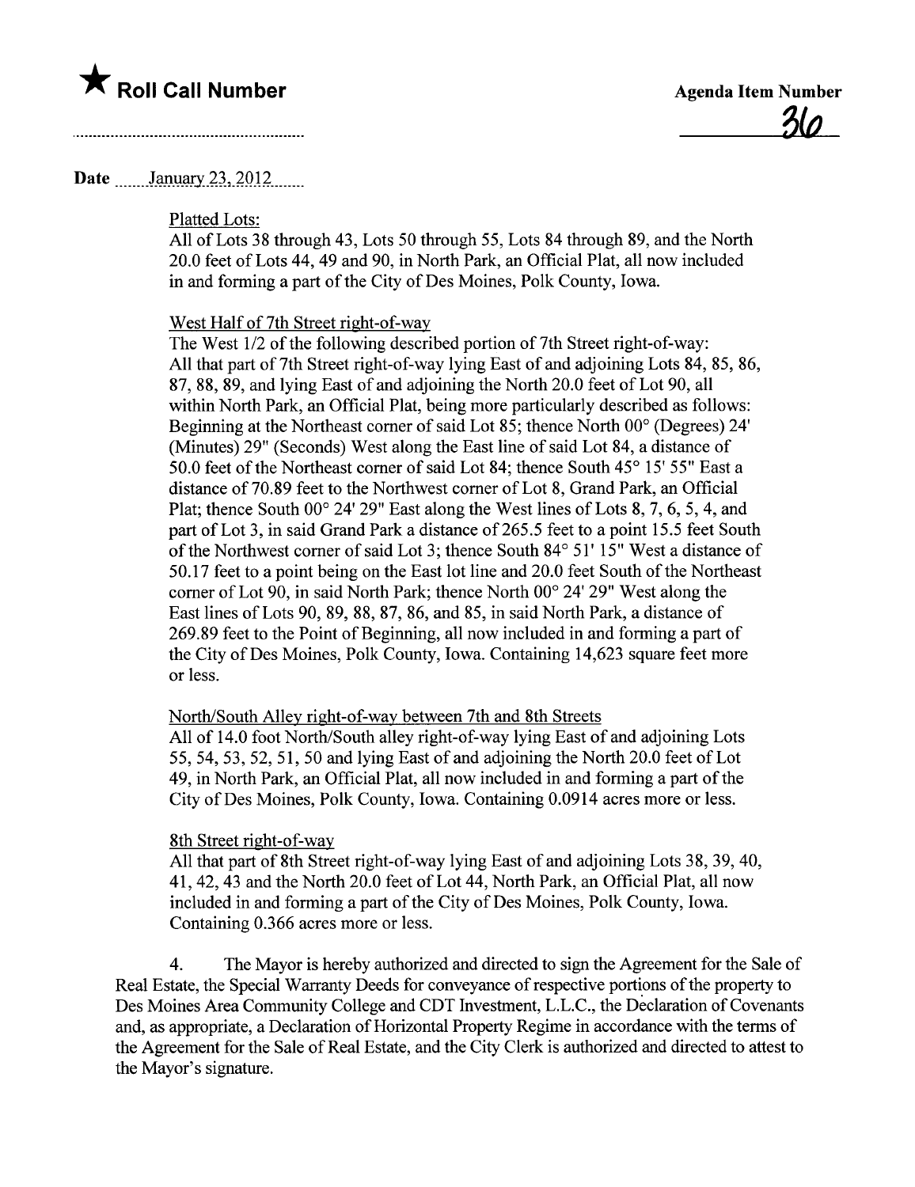★ **Roll Call Number**

**Agenda Item Number**

36

Date January 23, 2012

Platted Lots:

All of Lots 38 through 43, Lots 50 through 55, Lots 84 through 89, and the North 20.0 feet of Lots 44, 49 and 90, in North Park, an Official Plat, all now included in and forming a part of the City of Des Moines, Polk County, Iowa.

West Half of 7th Street right-of-way

The West 1/2 of the following described portion of 7th Street right-of-way: All that part of 7th Street right-of-way lying East of and adjoining Lots 84, 85, 86, 87, 88, 89, and lying East of and adjoining the North 20.0 feet of Lot 90, all within North Park, an Official Plat, being more particularly described as follows: Beginning at the Northeast corner of said Lot 85; thence North 00° (Degrees) 24' (Minutes) 29" (Seconds) West along the East line of said Lot 84, a distance of 50.0 feet of the Northeast corner of said Lot 84; thence South 45° 15' 55" East a distance of 70.89 feet to the Northwest corner of Lot 8, Grand Park, an Official Plat; thence South 00° 24' 29" East along the West lines of Lots 8, 7, 6, 5, 4, and part of Lot 3, in said Grand Park a distance of 265.5 feet to a point 15.5 feet South of the Northwest corner of said Lot 3; thence South 84° 51' 15" West a distance of 50.17 feet to a point being on the East lot line and 20.0 feet South of the Northeast corner of Lot 90, in said North Park; thence North 00° 24' 29" West along the East lines of Lots 90, 89, 88, 87, 86, and 85, in said North Park, a distance of 269.89 feet to the Point of Beginning, all now included in and forming a part of the City of Des Moines, Polk County, Iowa. Containing 14,623 square feet more or less.

North/South Alley right-of-way between 7th and 8th Streets

All of 14.0 foot North/South alley right-of-way lying East of and adjoining Lots 55, 54, 53, 52, 51, 50 and lying East of and adjoining the North 20.0 feet of Lot 49, in North Park, an Official Plat, all now included in and forming a part of the City of Des Moines, Polk County, Iowa. Containing 0.0914 acres more or less.

8th Street right-of-way

All that part of 8th Street right-of-way lying East of and adjoining Lots 38, 39, 40, 41, 42, 43 and the North 20.0 feet of Lot 44, North Park, an Official Plat, all now included in and forming a part of the City of Des Moines, Polk County, Iowa. Containing 0.366 acres more or less.

4. The Mayor is hereby authorized and directed to sign the Agreement for the Sale of Real Estate, the Special Warranty Deeds for conveyance of respective portions of the property to Des Moines Area Community College and CDT Investment, L.L.C., the Declaration of Covenants and, as appropriate, a Declaration of Horizontal Property Regime in accordance with the terms of the Agreement for the Sale of Real Estate, and the City Clerk is authorized and directed to attest to the Mayor's signature.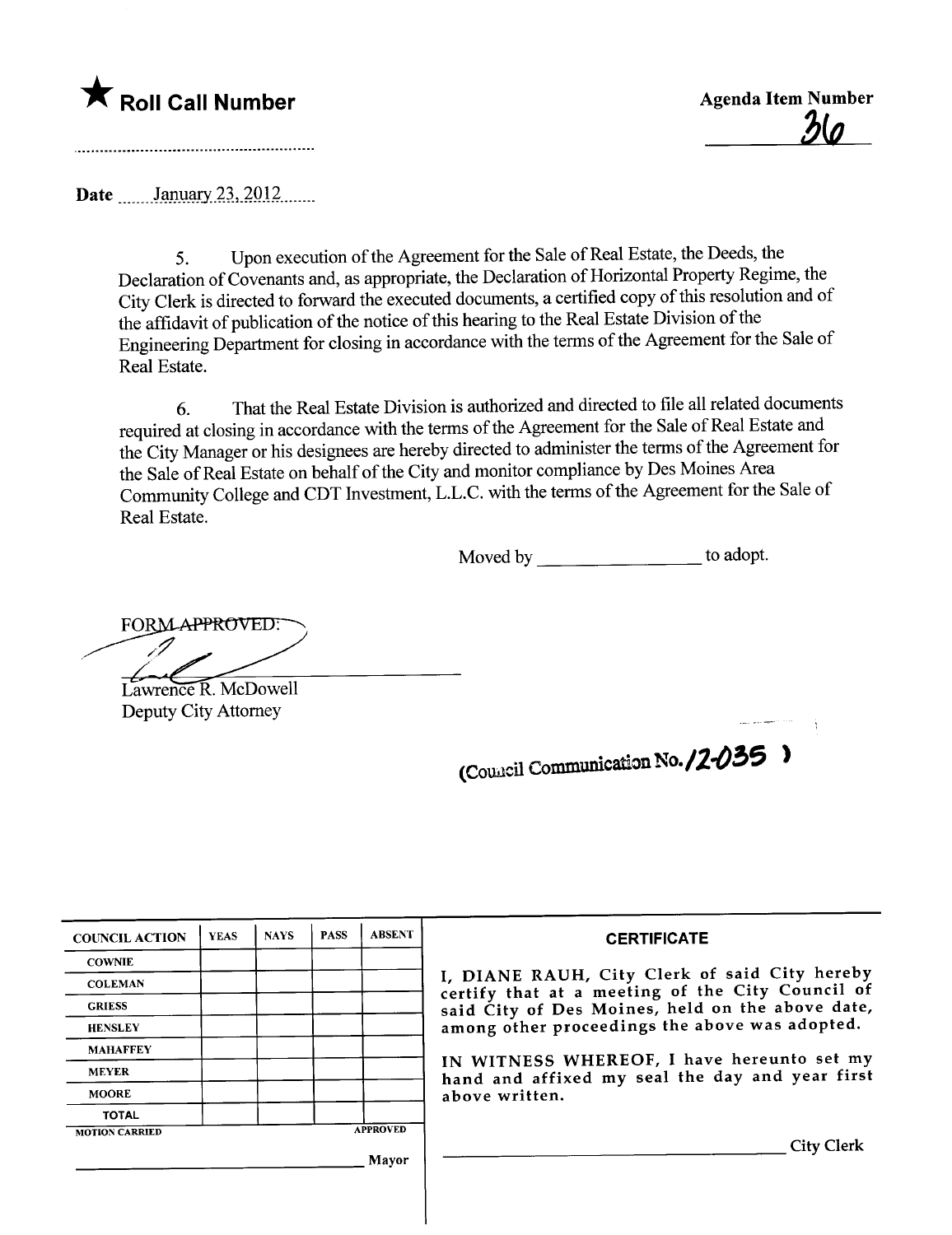★ **Roll Call Number**

**Agenda Item Number**
36

Date January 23, 2012

5. Upon execution of the Agreement for the Sale of Real Estate, the Deeds, the Declaration of Covenants and, as appropriate, the Declaration of Horizontal Property Regime, the City Clerk is directed to forward the executed documents, a certified copy of this resolution and of the affidavit of publication of the notice of this hearing to the Real Estate Division of the Engineering Department for closing in accordance with the terms of the Agreement for the Sale of Real Estate.

6. That the Real Estate Division is authorized and directed to file all related documents required at closing in accordance with the terms of the Agreement for the Sale of Real Estate and the City Manager or his designees are hereby directed to administer the terms of the Agreement for the Sale of Real Estate on behalf of the City and monitor compliance by Des Moines Area Community College and CDT Investment, L.L.C. with the terms of the Agreement for the Sale of Real Estate.

Moved by _________________ to adopt.

FORM APPROVED:

Lawrence R. McDowell
Deputy City Attorney

(Council Communication No. 12-035 )

| COUNCIL ACTION | YEAS | NAYS | PASS | ABSENT |
|---|---|---|---|---|
| COWNIE | | | | |
| COLEMAN | | | | |
| GRIESS | | | | |
| HENSLEY | | | | |
| MAHAFFEY | | | | |
| MEYER | | | | |
| MOORE | | | | |
| TOTAL | | | | |
| MOTION CARRIED | | | | APPROVED |

_________________________ Mayor

**CERTIFICATE**

I, DIANE RAUH, City Clerk of said City hereby certify that at a meeting of the City Council of said City of Des Moines, held on the above date, among other proceedings the above was adopted.

IN WITNESS WHEREOF, I have hereunto set my hand and affixed my seal the day and year first above written.

_________________________ City Clerk